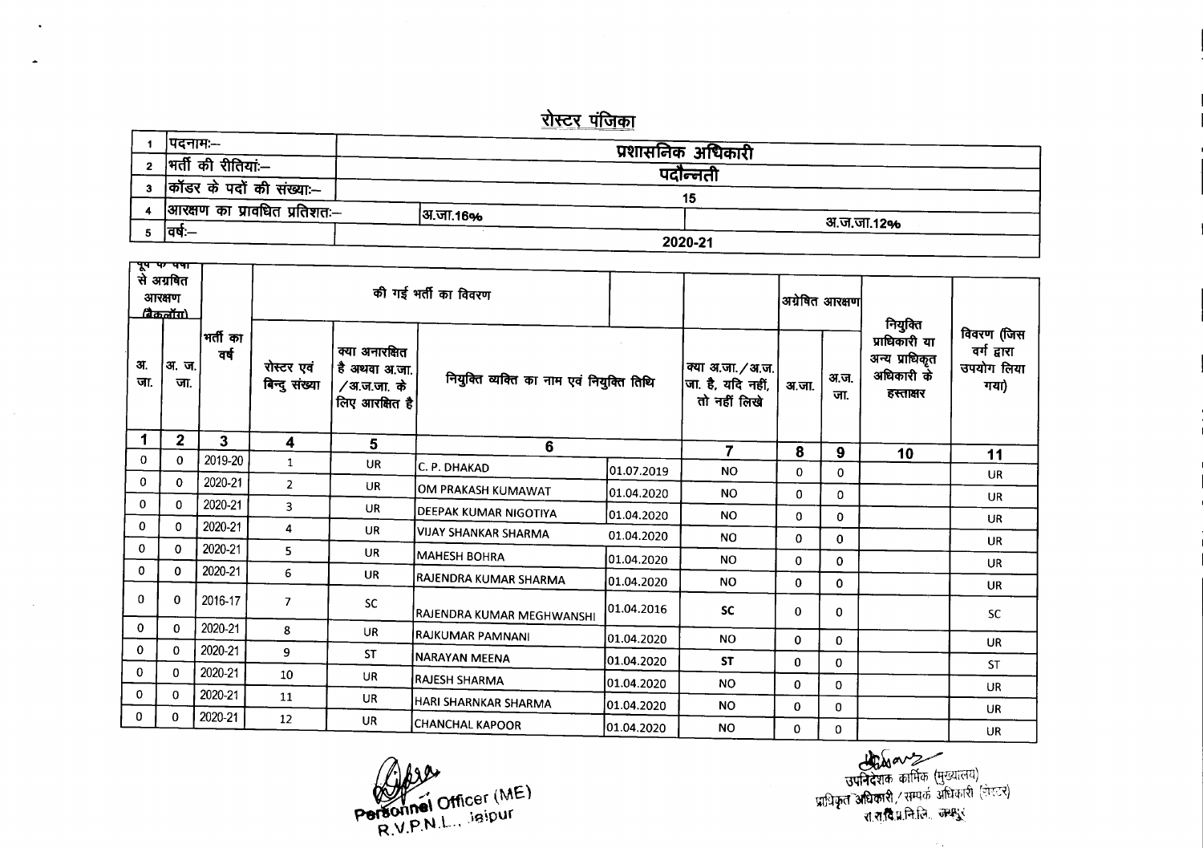# रोस्टर पंजिका

| | | | |
|---|---|---|---|
| 1 | पदनाम:– | प्रशासनिक अधिकारी | |
| 2 | भर्ती की रीतियां:– | पदौन्नती | |
| 3 | कॉडर के पदों की संख्या:– | 15 | |
| 4 | आरक्षण का प्रावधित प्रतिशत:– | अ.जा.16% | अ.ज.जा.12% |
| 5 | वर्ष:– | 2020-21 | |

| पूर्व वर्षों से अग्रषित आरक्षण (बैकलॉग) | | भर्ती का वर्ष | की गई भर्ती का विवरण | | | | | अग्रेषित आरक्षण | | नियुक्ति प्राधिकारी या अन्य प्राधिकृत अधिकारी के हस्ताक्षर | विवरण (जिस वर्ग द्वारा उपयोग लिया गया) |
|---|---|---|---|---|---|---|---|---|---|---|---|
| अ. जा. | अ. ज. जा. | | रोस्टर एवं बिन्दु संख्या | क्या अनारक्षित है अथवा अ.जा. /अ.ज.जा. के लिए आरक्षित है | नियुक्ति व्यक्ति का नाम एवं नियुक्ति तिथि | | क्या अ.जा. /अ.ज. जा. है, यदि नहीं, तो नहीं लिखे | अ.जा. | अ.ज. जा. | | |
| 1 | 2 | 3 | 4 | 5 | 6 | | 7 | 8 | 9 | 10 | 11 |
| 0 | 0 | 2019-20 | 1 | UR | C. P. DHAKAD | 01.07.2019 | NO | 0 | 0 | | UR |
| 0 | 0 | 2020-21 | 2 | UR | OM PRAKASH KUMAWAT | 01.04.2020 | NO | 0 | 0 | | UR |
| 0 | 0 | 2020-21 | 3 | UR | DEEPAK KUMAR NIGOTIYA | 01.04.2020 | NO | 0 | 0 | | UR |
| 0 | 0 | 2020-21 | 4 | UR | VIJAY SHANKAR SHARMA | 01.04.2020 | NO | 0 | 0 | | UR |
| 0 | 0 | 2020-21 | 5 | UR | MAHESH BOHRA | 01.04.2020 | NO | 0 | 0 | | UR |
| 0 | 0 | 2020-21 | 6 | UR | RAJENDRA KUMAR SHARMA | 01.04.2020 | NO | 0 | 0 | | UR |
| 0 | 0 | 2016-17 | 7 | SC | RAJENDRA KUMAR MEGHWANSHI | 01.04.2016 | SC | 0 | 0 | | SC |
| 0 | 0 | 2020-21 | 8 | UR | RAJKUMAR PAMNANI | 01.04.2020 | NO | 0 | 0 | | UR |
| 0 | 0 | 2020-21 | 9 | ST | NARAYAN MEENA | 01.04.2020 | ST | 0 | 0 | | ST |
| 0 | 0 | 2020-21 | 10 | UR | RAJESH SHARMA | 01.04.2020 | NO | 0 | 0 | | UR |
| 0 | 0 | 2020-21 | 11 | UR | HARI SHARNKAR SHARMA | 01.04.2020 | NO | 0 | 0 | | UR |
| 0 | 0 | 2020-21 | 12 | UR | CHANCHAL KAPOOR | 01.04.2020 | NO | 0 | 0 | | UR |

Personnel Officer (ME)
R.V.P.N.L., Jaipur

उपनिदेशक कार्मिक (मुख्यालय)
प्राधिकृत अधिकारी / सम्पर्क अधिकारी (सेल)
रा.रा.वि.प्र.नि.लि. जयपुर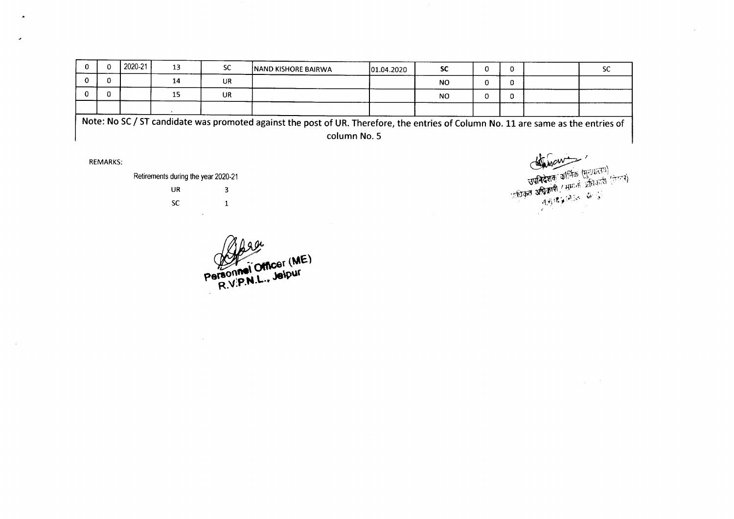| | | | | | | | | | | | |
|---|---|---|---|---|---|---|---|---|---|---|---|
| 0 | 0 | 2020-21 | 13 | SC | NAND KISHORE BAIRWA | 01.04.2020 | SC | 0 | 0 | | SC |
| 0 | 0 | | 14 | UR | | | NO | 0 | 0 | | |
| 0 | 0 | | 15 | UR | | | NO | 0 | 0 | | |
| | | | | | | | | | | | |

Note: No SC / ST candidate was promoted against the post of UR. Therefore, the entries of Column No. 11 are same as the entries of column No. 5

REMARKS:

Retirements during the year 2020-21

| | |
|---|---|
| UR | 3 |
| SC | 1 |

उपनिदेशक कार्मिक (मुख्यालय)
प्राधिकृत अधिकारी / मामले अधिकारी (सेल)

Personnel Officer (ME)
R.V.P.N.L., Jaipur